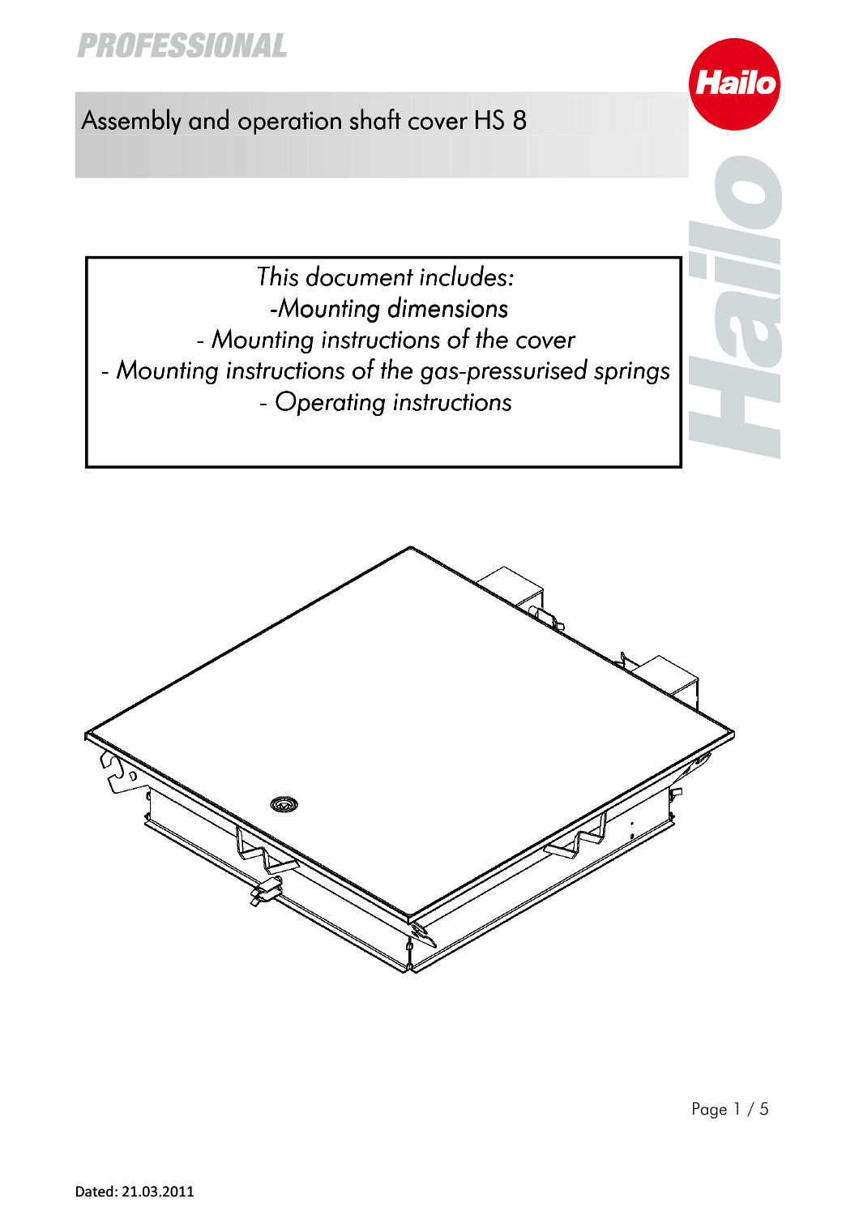PROFESSIONAL

# Assembly and operation shaft cover HS 8

*This document includes:*
*-Mounting dimensions*
*- Mounting instructions of the cover*
*- Mounting instructions of the gas-pressurised springs*
*- Operating instructions*

**Dated: 21.03.2011**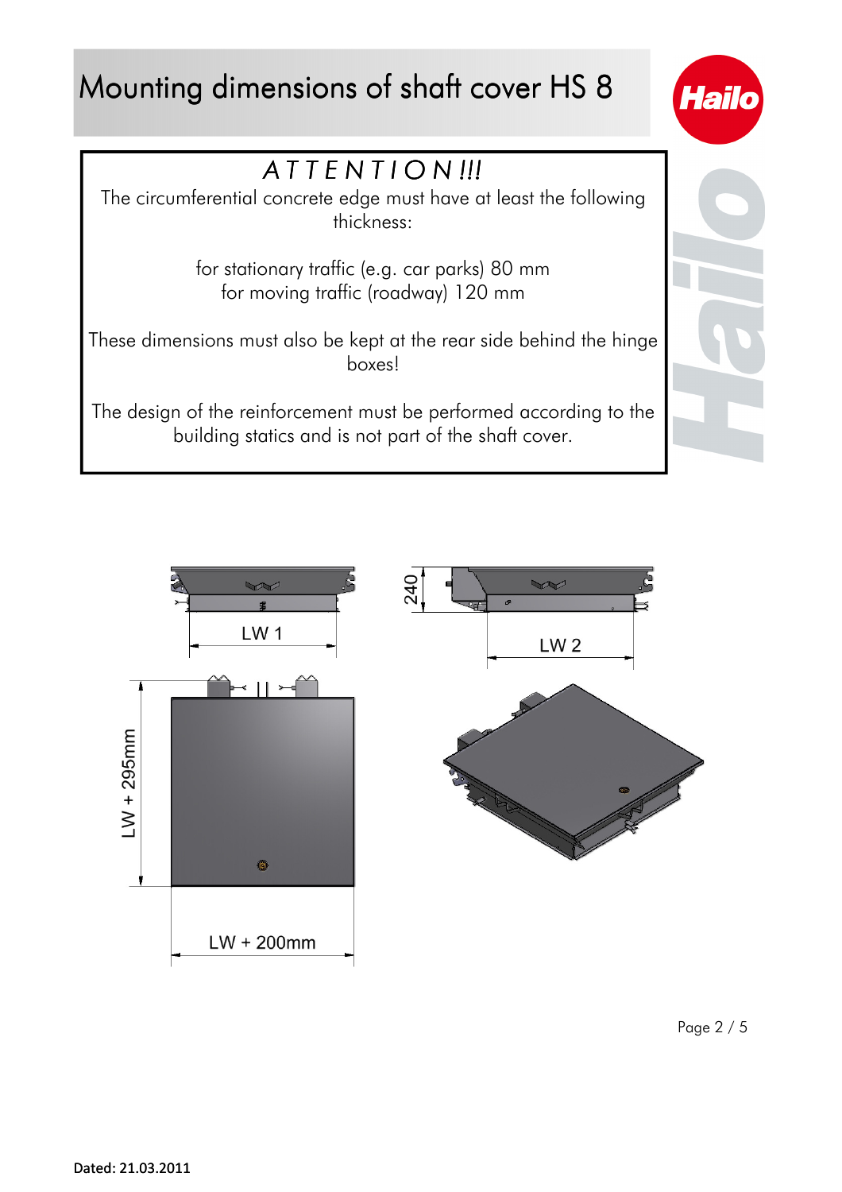# Mounting dimensions of shaft cover HS 8

**ATTENTION!!!**

The circumferential concrete edge must have at least the following thickness:

for stationary traffic (e.g. car parks) 80 mm
for moving traffic (roadway) 120 mm

These dimensions must also be kept at the rear side behind the hinge boxes!

The design of the reinforcement must be performed according to the building statics and is not part of the shaft cover.

LW 1

240

LW 2

LW + 295mm

LW + 200mm

Dated: 21.03.2011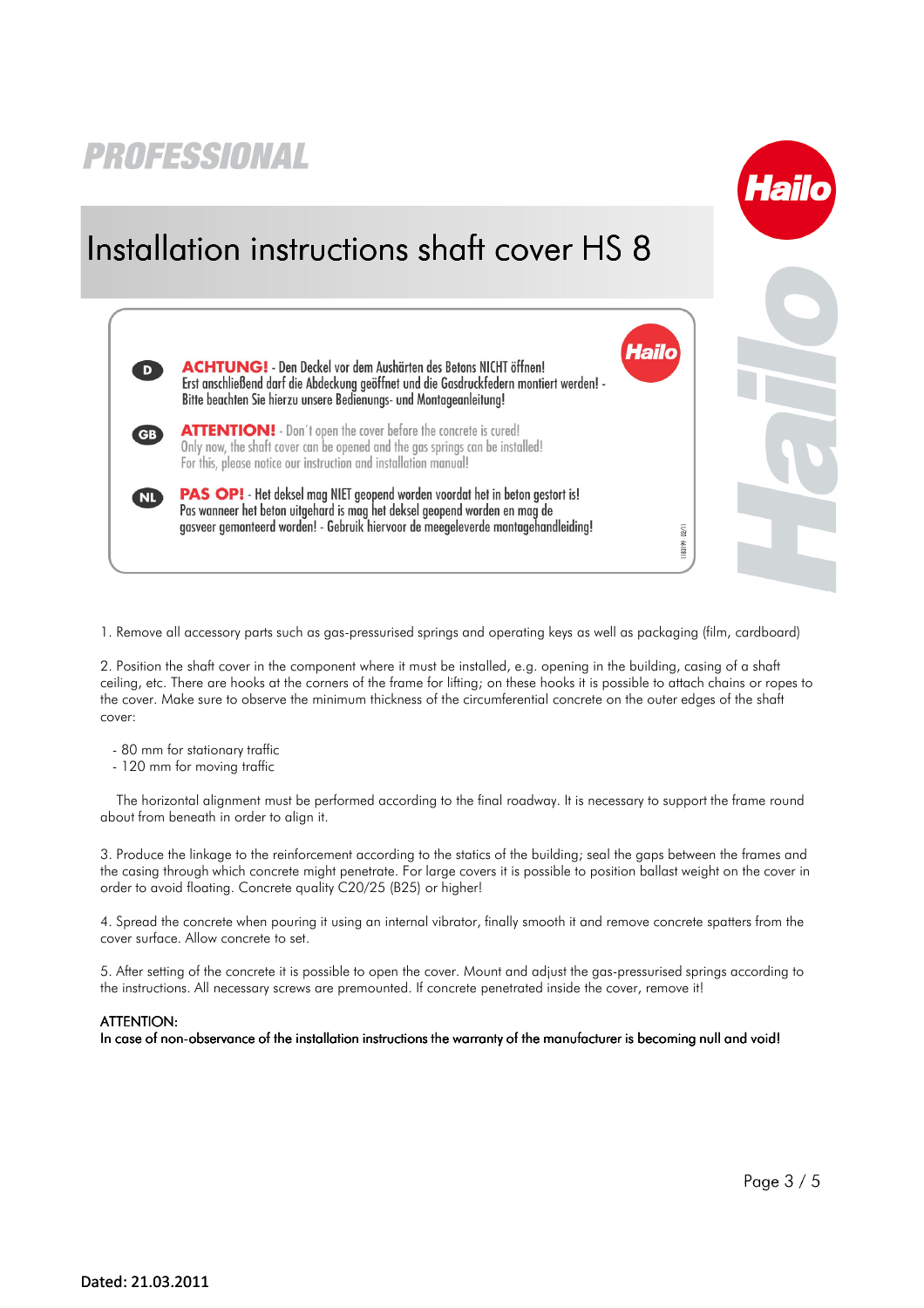PROFESSIONAL

# Installation instructions shaft cover HS 8

**D** **ACHTUNG!** - Den Deckel vor dem Aushärten des Betons NICHT öffnen!
Erst anschließend darf die Abdeckung geöffnet und die Gasdruckfedern montiert werden! -
Bitte beachten Sie hierzu unsere Bedienungs- und Montageanleitung!

**GB** **ATTENTION!** - Don´t open the cover before the concrete is cured!
Only now, the shaft cover can be opened and the gas springs can be installed!
For this, please notice our instruction and installation manual!

**NL** **PAS OP!** - Het deksel mag NIET geopend worden voordat het in beton gestort is!
Pas wanneer het beton uitgehard is mag het deksel geopend worden en mag de
gasveer gemonteerd worden! - Gebruik hiervoor de meegeleverde montagehandleiding!

1. Remove all accessory parts such as gas-pressurised springs and operating keys as well as packaging (film, cardboard)

2. Position the shaft cover in the component where it must be installed, e.g. opening in the building, casing of a shaft ceiling, etc. There are hooks at the corners of the frame for lifting; on these hooks it is possible to attach chains or ropes to the cover. Make sure to observe the minimum thickness of the circumferential concrete on the outer edges of the shaft cover:

- 80 mm for stationary traffic
- 120 mm for moving traffic

The horizontal alignment must be performed according to the final roadway. It is necessary to support the frame round about from beneath in order to align it.

3. Produce the linkage to the reinforcement according to the statics of the building; seal the gaps between the frames and the casing through which concrete might penetrate. For large covers it is possible to position ballast weight on the cover in order to avoid floating. Concrete quality C20/25 (B25) or higher!

4. Spread the concrete when pouring it using an internal vibrator, finally smooth it and remove concrete spatters from the cover surface. Allow concrete to set.

5. After setting of the concrete it is possible to open the cover. Mount and adjust the gas-pressurised springs according to the instructions. All necessary screws are premounted. If concrete penetrated inside the cover, remove it!

ATTENTION:
In case of non-observance of the installation instructions the warranty of the manufacturer is becoming null and void!

**Dated: 21.03.2011**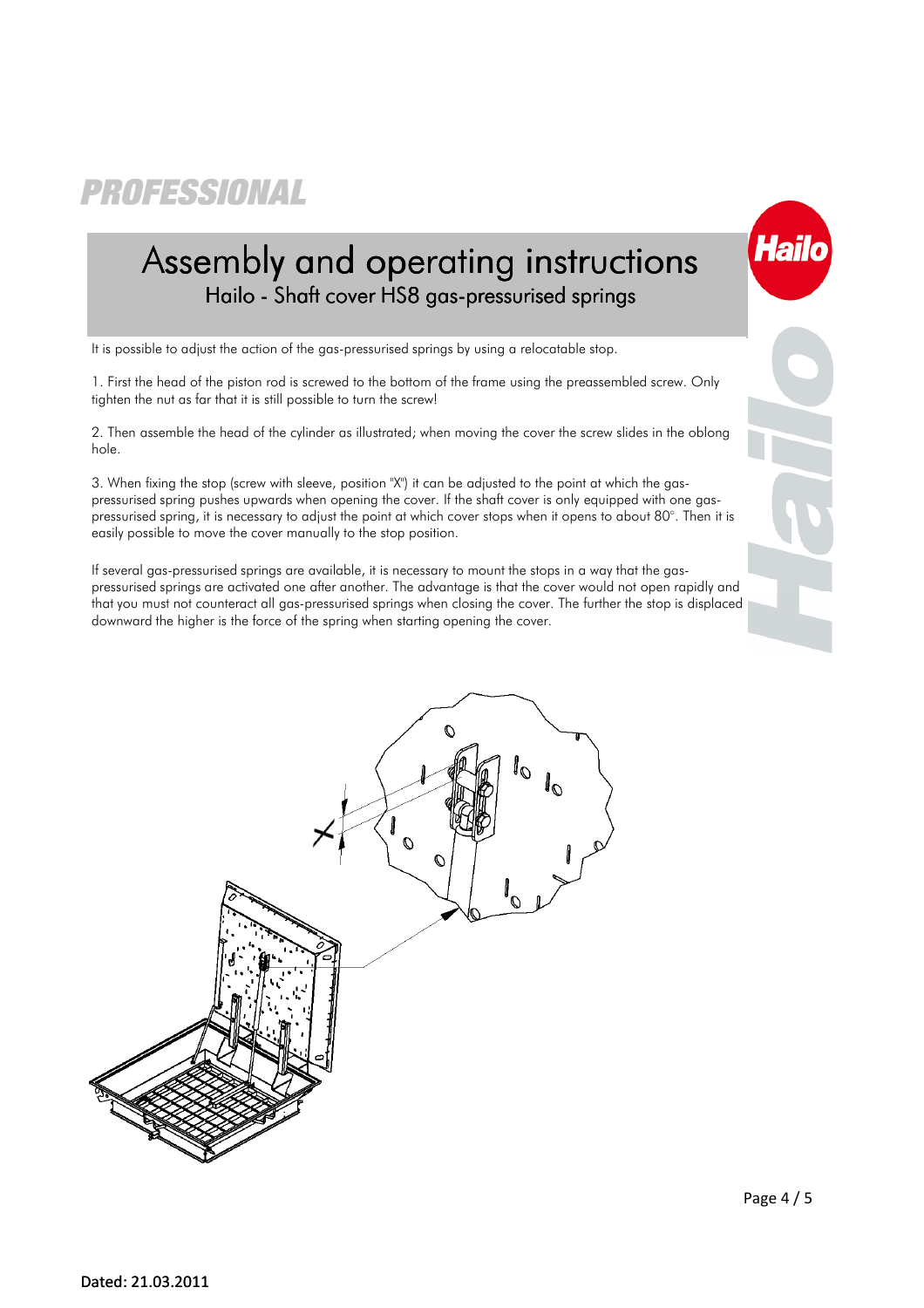PROFESSIONAL

# Assembly and operating instructions

## Hailo - Shaft cover HS8 gas-pressurised springs

It is possible to adjust the action of the gas-pressurised springs by using a relocatable stop.

1. First the head of the piston rod is screwed to the bottom of the frame using the preassembled screw. Only tighten the nut as far that it is still possible to turn the screw!

2. Then assemble the head of the cylinder as illustrated; when moving the cover the screw slides in the oblong hole.

3. When fixing the stop (screw with sleeve, position "X") it can be adjusted to the point at which the gas-pressurised spring pushes upwards when opening the cover. If the shaft cover is only equipped with one gas-pressurised spring, it is necessary to adjust the point at which cover stops when it opens to about 80°. Then it is easily possible to move the cover manually to the stop position.

If several gas-pressurised springs are available, it is necessary to mount the stops in a way that the gas-pressurised springs are activated one after another. The advantage is that the cover would not open rapidly and that you must not counteract all gas-pressurised springs when closing the cover. The further the stop is displaced downward the higher is the force of the spring when starting opening the cover.

Dated: 21.03.2011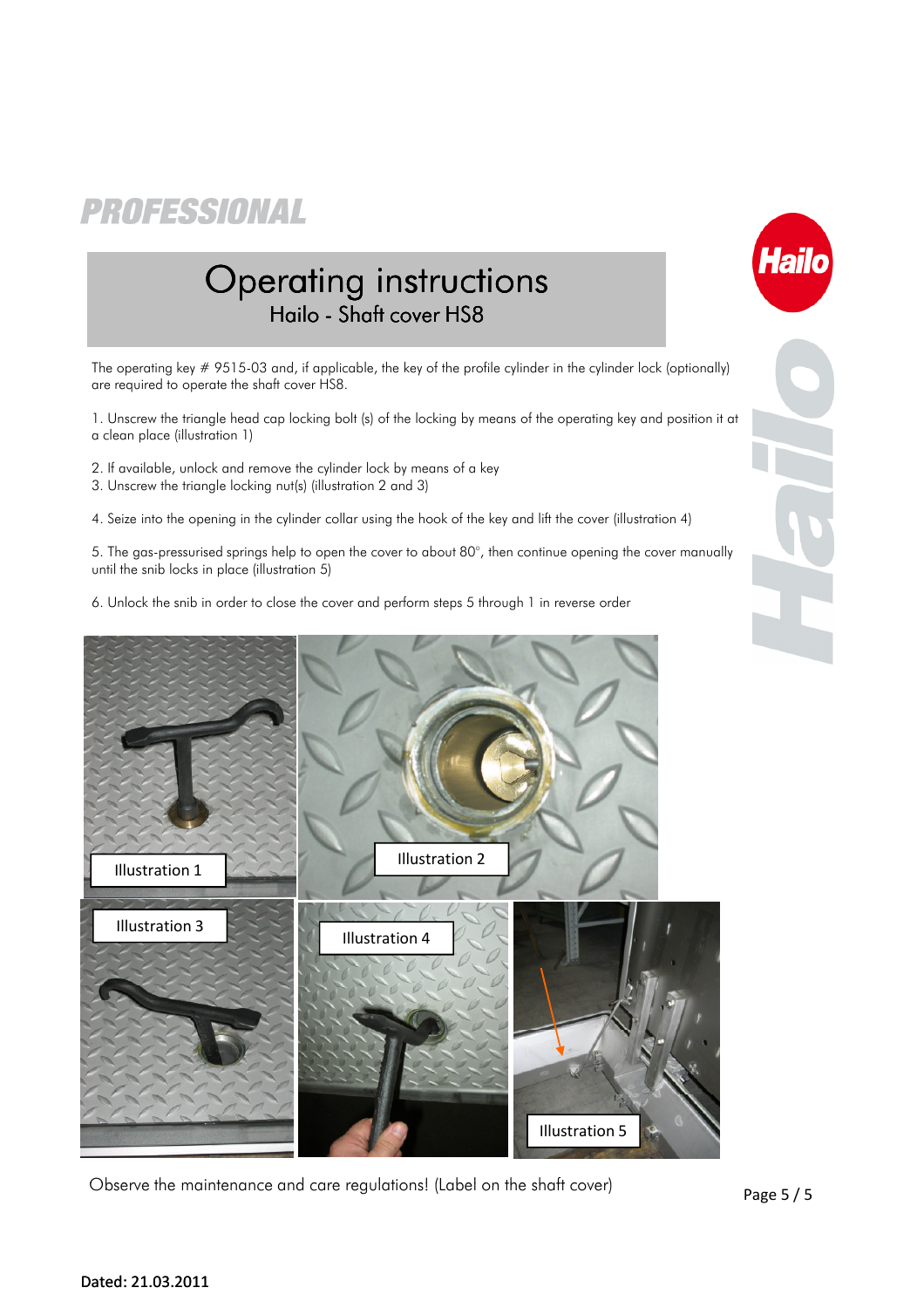PROFESSIONAL

# Operating instructions

## Hailo - Shaft cover HS8

The operating key # 9515-03 and, if applicable, the key of the profile cylinder in the cylinder lock (optionally) are required to operate the shaft cover HS8.

1. Unscrew the triangle head cap locking bolt (s) of the locking by means of the operating key and position it at a clean place (illustration 1)

2. If available, unlock and remove the cylinder lock by means of a key
3. Unscrew the triangle locking nut(s) (illustration 2 and 3)

4. Seize into the opening in the cylinder collar using the hook of the key and lift the cover (illustration 4)

5. The gas-pressurised springs help to open the cover to about 80°, then continue opening the cover manually until the snib locks in place (illustration 5)

6. Unlock the snib in order to close the cover and perform steps 5 through 1 in reverse order

Illustration 1

Illustration 2

Illustration 3

Illustration 4

Illustration 5

Observe the maintenance and care regulations! (Label on the shaft cover)

Dated: 21.03.2011